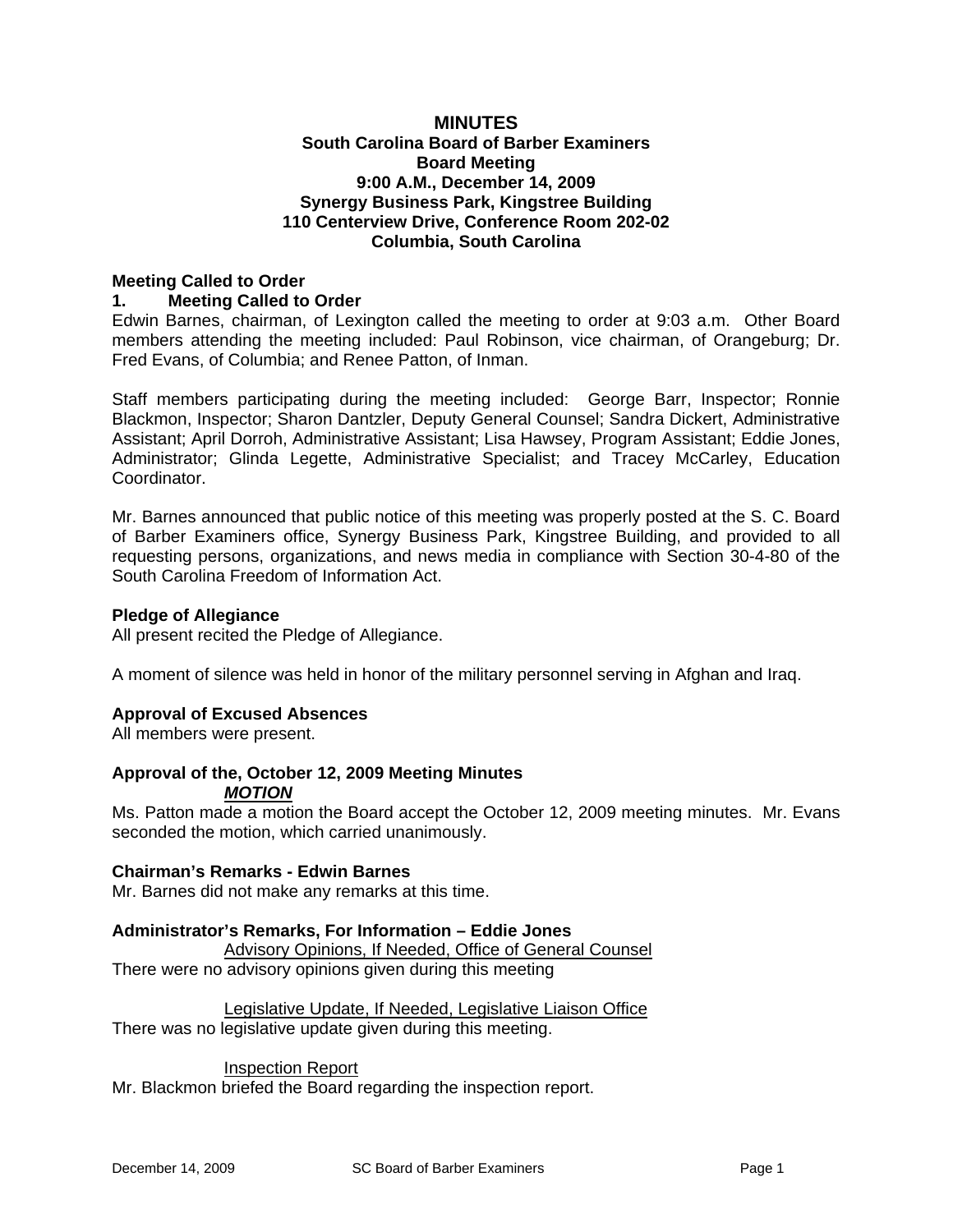# MINUTES

**South Carolina Board of Barber Examiners**
**Board Meeting**
**9:00 A.M., December 14, 2009**
**Synergy Business Park, Kingstree Building**
**110 Centerview Drive, Conference Room 202-02**
**Columbia, South Carolina**

### Meeting Called to Order

**1. Meeting Called to Order**

Edwin Barnes, chairman, of Lexington called the meeting to order at 9:03 a.m. Other Board members attending the meeting included: Paul Robinson, vice chairman, of Orangeburg; Dr. Fred Evans, of Columbia; and Renee Patton, of Inman.

Staff members participating during the meeting included: George Barr, Inspector; Ronnie Blackmon, Inspector; Sharon Dantzler, Deputy General Counsel; Sandra Dickert, Administrative Assistant; April Dorroh, Administrative Assistant; Lisa Hawsey, Program Assistant; Eddie Jones, Administrator; Glinda Legette, Administrative Specialist; and Tracey McCarley, Education Coordinator.

Mr. Barnes announced that public notice of this meeting was properly posted at the S. C. Board of Barber Examiners office, Synergy Business Park, Kingstree Building, and provided to all requesting persons, organizations, and news media in compliance with Section 30-4-80 of the South Carolina Freedom of Information Act.

### Pledge of Allegiance

All present recited the Pledge of Allegiance.

A moment of silence was held in honor of the military personnel serving in Afghan and Iraq.

### Approval of Excused Absences

All members were present.

### Approval of the, October 12, 2009 Meeting Minutes

***MOTION***

Ms. Patton made a motion the Board accept the October 12, 2009 meeting minutes. Mr. Evans seconded the motion, which carried unanimously.

### Chairman's Remarks - Edwin Barnes

Mr. Barnes did not make any remarks at this time.

### Administrator's Remarks, For Information – Eddie Jones

Advisory Opinions, If Needed, Office of General Counsel

There were no advisory opinions given during this meeting

Legislative Update, If Needed, Legislative Liaison Office

There was no legislative update given during this meeting.

Inspection Report

Mr. Blackmon briefed the Board regarding the inspection report.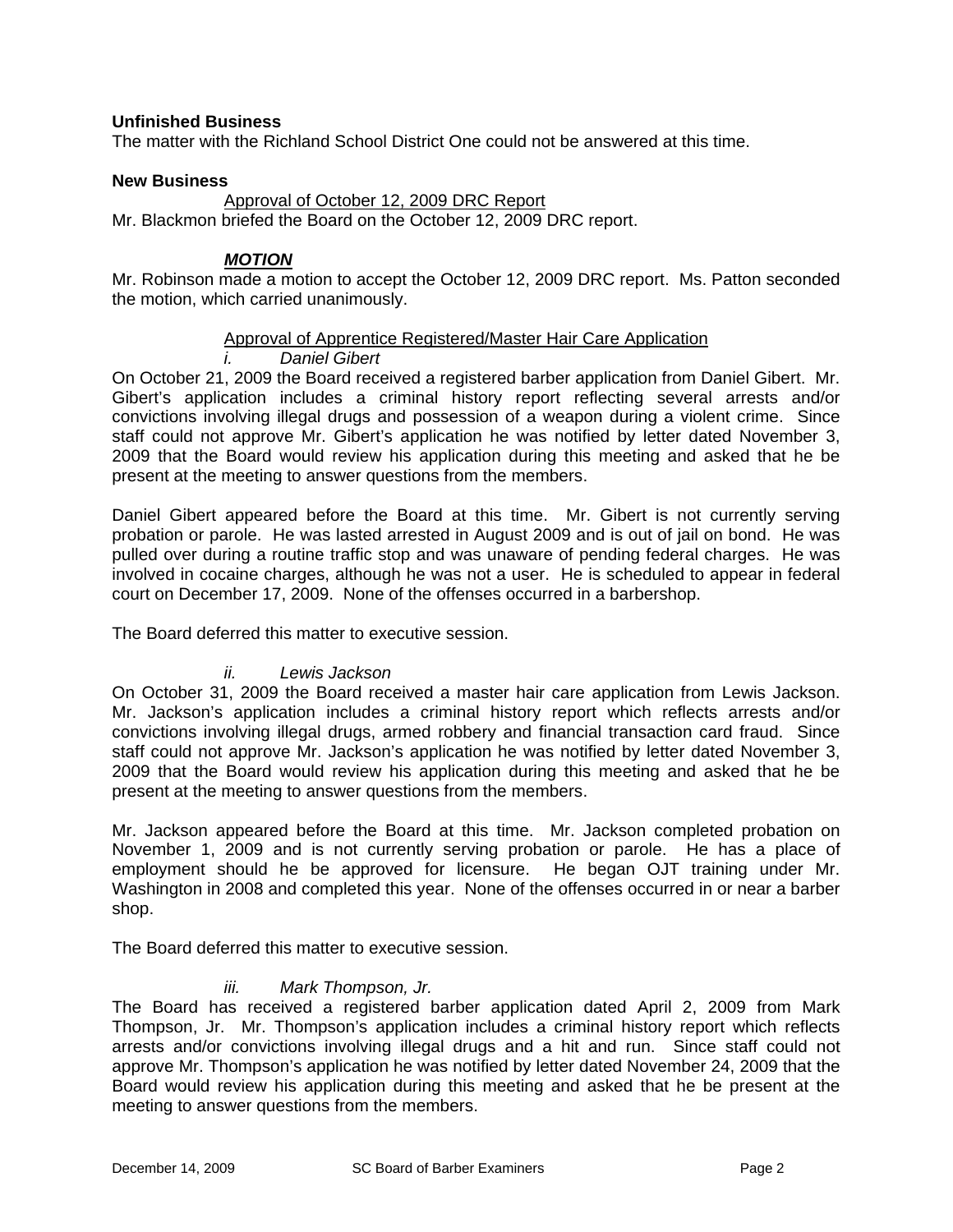**Unfinished Business**
The matter with the Richland School District One could not be answered at this time.

**New Business**

Approval of October 12, 2009 DRC Report

Mr. Blackmon briefed the Board on the October 12, 2009 DRC report.

***MOTION***

Mr. Robinson made a motion to accept the October 12, 2009 DRC report. Ms. Patton seconded the motion, which carried unanimously.

Approval of Apprentice Registered/Master Hair Care Application

*i. Daniel Gibert*

On October 21, 2009 the Board received a registered barber application from Daniel Gibert. Mr. Gibert's application includes a criminal history report reflecting several arrests and/or convictions involving illegal drugs and possession of a weapon during a violent crime. Since staff could not approve Mr. Gibert's application he was notified by letter dated November 3, 2009 that the Board would review his application during this meeting and asked that he be present at the meeting to answer questions from the members.

Daniel Gibert appeared before the Board at this time. Mr. Gibert is not currently serving probation or parole. He was lasted arrested in August 2009 and is out of jail on bond. He was pulled over during a routine traffic stop and was unaware of pending federal charges. He was involved in cocaine charges, although he was not a user. He is scheduled to appear in federal court on December 17, 2009. None of the offenses occurred in a barbershop.

The Board deferred this matter to executive session.

*ii. Lewis Jackson*

On October 31, 2009 the Board received a master hair care application from Lewis Jackson. Mr. Jackson's application includes a criminal history report which reflects arrests and/or convictions involving illegal drugs, armed robbery and financial transaction card fraud. Since staff could not approve Mr. Jackson's application he was notified by letter dated November 3, 2009 that the Board would review his application during this meeting and asked that he be present at the meeting to answer questions from the members.

Mr. Jackson appeared before the Board at this time. Mr. Jackson completed probation on November 1, 2009 and is not currently serving probation or parole. He has a place of employment should he be approved for licensure. He began OJT training under Mr. Washington in 2008 and completed this year. None of the offenses occurred in or near a barber shop.

The Board deferred this matter to executive session.

*iii. Mark Thompson, Jr.*

The Board has received a registered barber application dated April 2, 2009 from Mark Thompson, Jr. Mr. Thompson's application includes a criminal history report which reflects arrests and/or convictions involving illegal drugs and a hit and run. Since staff could not approve Mr. Thompson's application he was notified by letter dated November 24, 2009 that the Board would review his application during this meeting and asked that he be present at the meeting to answer questions from the members.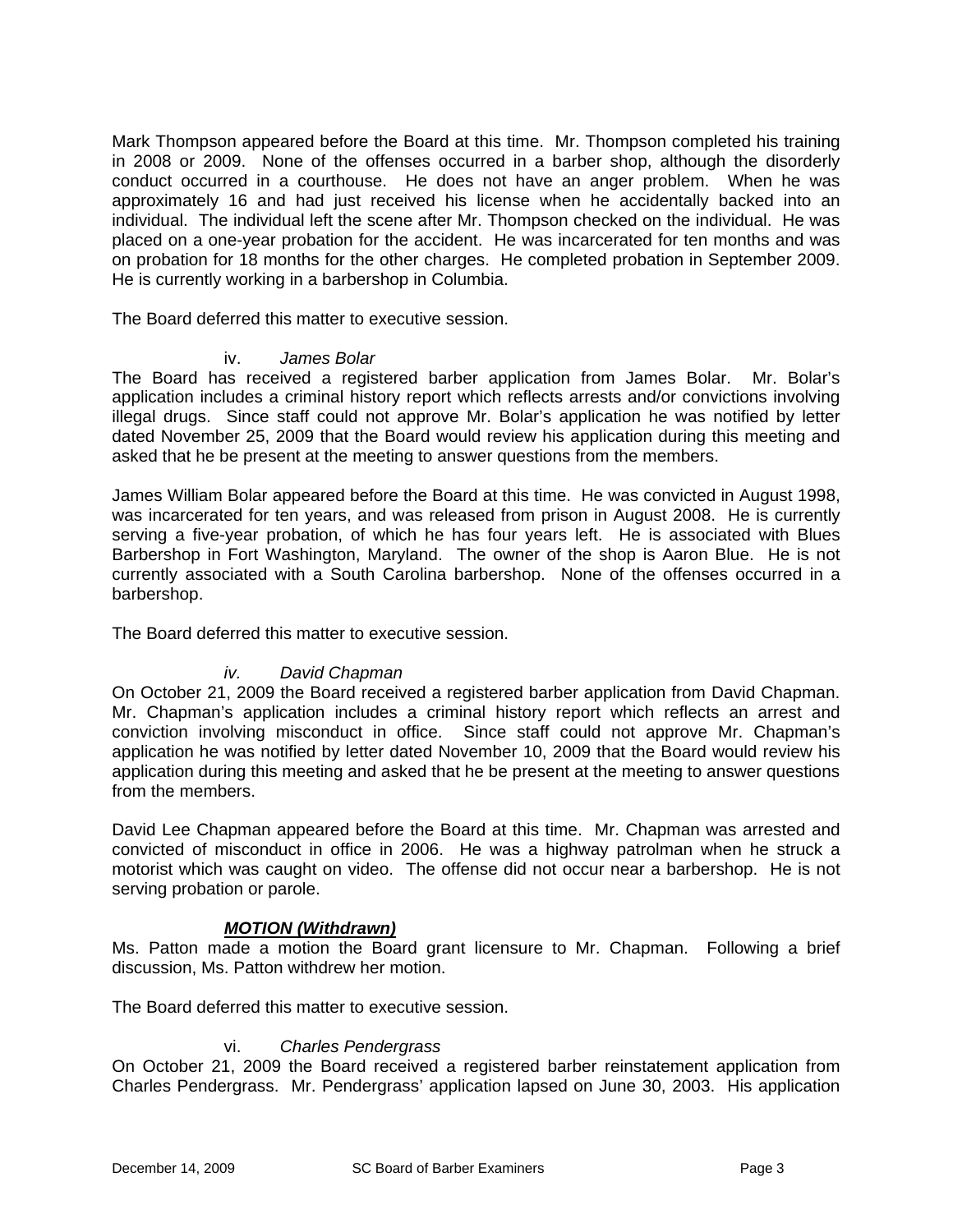Mark Thompson appeared before the Board at this time. Mr. Thompson completed his training in 2008 or 2009. None of the offenses occurred in a barber shop, although the disorderly conduct occurred in a courthouse. He does not have an anger problem. When he was approximately 16 and had just received his license when he accidentally backed into an individual. The individual left the scene after Mr. Thompson checked on the individual. He was placed on a one-year probation for the accident. He was incarcerated for ten months and was on probation for 18 months for the other charges. He completed probation in September 2009. He is currently working in a barbershop in Columbia.

The Board deferred this matter to executive session.

iv. *James Bolar*

The Board has received a registered barber application from James Bolar. Mr. Bolar's application includes a criminal history report which reflects arrests and/or convictions involving illegal drugs. Since staff could not approve Mr. Bolar's application he was notified by letter dated November 25, 2009 that the Board would review his application during this meeting and asked that he be present at the meeting to answer questions from the members.

James William Bolar appeared before the Board at this time. He was convicted in August 1998, was incarcerated for ten years, and was released from prison in August 2008. He is currently serving a five-year probation, of which he has four years left. He is associated with Blues Barbershop in Fort Washington, Maryland. The owner of the shop is Aaron Blue. He is not currently associated with a South Carolina barbershop. None of the offenses occurred in a barbershop.

The Board deferred this matter to executive session.

*iv. David Chapman*

On October 21, 2009 the Board received a registered barber application from David Chapman. Mr. Chapman's application includes a criminal history report which reflects an arrest and conviction involving misconduct in office. Since staff could not approve Mr. Chapman's application he was notified by letter dated November 10, 2009 that the Board would review his application during this meeting and asked that he be present at the meeting to answer questions from the members.

David Lee Chapman appeared before the Board at this time. Mr. Chapman was arrested and convicted of misconduct in office in 2006. He was a highway patrolman when he struck a motorist which was caught on video. The offense did not occur near a barbershop. He is not serving probation or parole.

***MOTION (Withdrawn)***

Ms. Patton made a motion the Board grant licensure to Mr. Chapman. Following a brief discussion, Ms. Patton withdrew her motion.

The Board deferred this matter to executive session.

vi. *Charles Pendergrass*

On October 21, 2009 the Board received a registered barber reinstatement application from Charles Pendergrass. Mr. Pendergrass' application lapsed on June 30, 2003. His application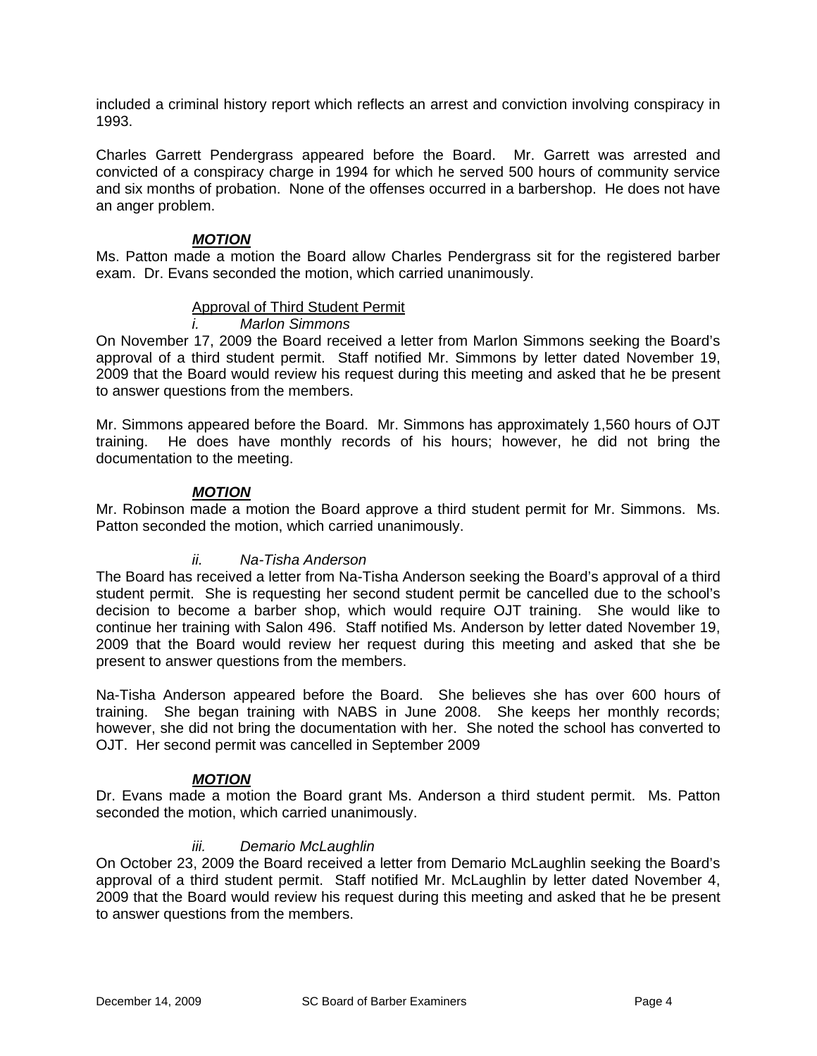included a criminal history report which reflects an arrest and conviction involving conspiracy in 1993.

Charles Garrett Pendergrass appeared before the Board. Mr. Garrett was arrested and convicted of a conspiracy charge in 1994 for which he served 500 hours of community service and six months of probation. None of the offenses occurred in a barbershop. He does not have an anger problem.

***MOTION***

Ms. Patton made a motion the Board allow Charles Pendergrass sit for the registered barber exam. Dr. Evans seconded the motion, which carried unanimously.

Approval of Third Student Permit

*i. Marlon Simmons*

On November 17, 2009 the Board received a letter from Marlon Simmons seeking the Board's approval of a third student permit. Staff notified Mr. Simmons by letter dated November 19, 2009 that the Board would review his request during this meeting and asked that he be present to answer questions from the members.

Mr. Simmons appeared before the Board. Mr. Simmons has approximately 1,560 hours of OJT training. He does have monthly records of his hours; however, he did not bring the documentation to the meeting.

***MOTION***

Mr. Robinson made a motion the Board approve a third student permit for Mr. Simmons. Ms. Patton seconded the motion, which carried unanimously.

*ii. Na-Tisha Anderson*

The Board has received a letter from Na-Tisha Anderson seeking the Board's approval of a third student permit. She is requesting her second student permit be cancelled due to the school's decision to become a barber shop, which would require OJT training. She would like to continue her training with Salon 496. Staff notified Ms. Anderson by letter dated November 19, 2009 that the Board would review her request during this meeting and asked that she be present to answer questions from the members.

Na-Tisha Anderson appeared before the Board. She believes she has over 600 hours of training. She began training with NABS in June 2008. She keeps her monthly records; however, she did not bring the documentation with her. She noted the school has converted to OJT. Her second permit was cancelled in September 2009

***MOTION***

Dr. Evans made a motion the Board grant Ms. Anderson a third student permit. Ms. Patton seconded the motion, which carried unanimously.

*iii. Demario McLaughlin*

On October 23, 2009 the Board received a letter from Demario McLaughlin seeking the Board's approval of a third student permit. Staff notified Mr. McLaughlin by letter dated November 4, 2009 that the Board would review his request during this meeting and asked that he be present to answer questions from the members.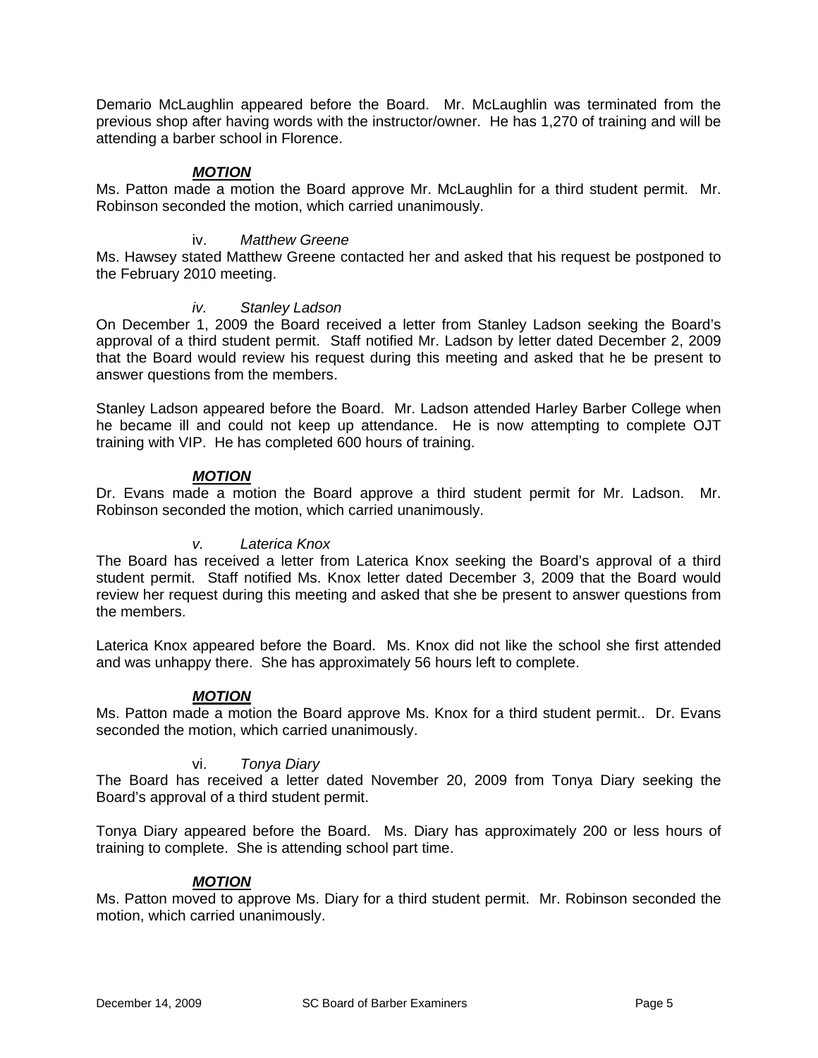Demario McLaughlin appeared before the Board. Mr. McLaughlin was terminated from the previous shop after having words with the instructor/owner. He has 1,270 of training and will be attending a barber school in Florence.

***MOTION***

Ms. Patton made a motion the Board approve Mr. McLaughlin for a third student permit. Mr. Robinson seconded the motion, which carried unanimously.

iv. *Matthew Greene*

Ms. Hawsey stated Matthew Greene contacted her and asked that his request be postponed to the February 2010 meeting.

*iv. Stanley Ladson*

On December 1, 2009 the Board received a letter from Stanley Ladson seeking the Board's approval of a third student permit. Staff notified Mr. Ladson by letter dated December 2, 2009 that the Board would review his request during this meeting and asked that he be present to answer questions from the members.

Stanley Ladson appeared before the Board. Mr. Ladson attended Harley Barber College when he became ill and could not keep up attendance. He is now attempting to complete OJT training with VIP. He has completed 600 hours of training.

***MOTION***

Dr. Evans made a motion the Board approve a third student permit for Mr. Ladson. Mr. Robinson seconded the motion, which carried unanimously.

*v. Laterica Knox*

The Board has received a letter from Laterica Knox seeking the Board's approval of a third student permit. Staff notified Ms. Knox letter dated December 3, 2009 that the Board would review her request during this meeting and asked that she be present to answer questions from the members.

Laterica Knox appeared before the Board. Ms. Knox did not like the school she first attended and was unhappy there. She has approximately 56 hours left to complete.

***MOTION***

Ms. Patton made a motion the Board approve Ms. Knox for a third student permit.. Dr. Evans seconded the motion, which carried unanimously.

vi. *Tonya Diary*

The Board has received a letter dated November 20, 2009 from Tonya Diary seeking the Board's approval of a third student permit.

Tonya Diary appeared before the Board. Ms. Diary has approximately 200 or less hours of training to complete. She is attending school part time.

***MOTION***

Ms. Patton moved to approve Ms. Diary for a third student permit. Mr. Robinson seconded the motion, which carried unanimously.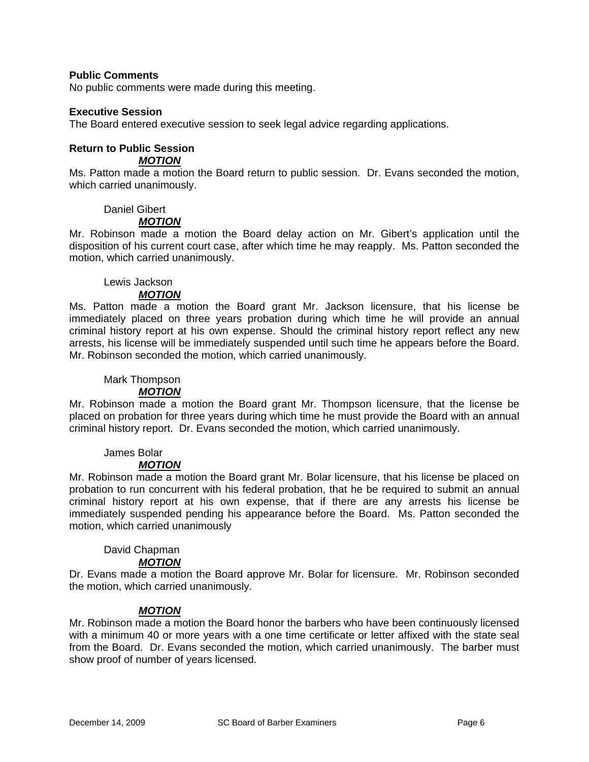**Public Comments**
No public comments were made during this meeting.

**Executive Session**
The Board entered executive session to seek legal advice regarding applications.

**Return to Public Session**

***MOTION***

Ms. Patton made a motion the Board return to public session. Dr. Evans seconded the motion, which carried unanimously.

Daniel Gibert

***MOTION***

Mr. Robinson made a motion the Board delay action on Mr. Gibert's application until the disposition of his current court case, after which time he may reapply. Ms. Patton seconded the motion, which carried unanimously.

Lewis Jackson

***MOTION***

Ms. Patton made a motion the Board grant Mr. Jackson licensure, that his license be immediately placed on three years probation during which time he will provide an annual criminal history report at his own expense. Should the criminal history report reflect any new arrests, his license will be immediately suspended until such time he appears before the Board. Mr. Robinson seconded the motion, which carried unanimously.

Mark Thompson

***MOTION***

Mr. Robinson made a motion the Board grant Mr. Thompson licensure, that the license be placed on probation for three years during which time he must provide the Board with an annual criminal history report. Dr. Evans seconded the motion, which carried unanimously.

James Bolar

***MOTION***

Mr. Robinson made a motion the Board grant Mr. Bolar licensure, that his license be placed on probation to run concurrent with his federal probation, that he be required to submit an annual criminal history report at his own expense, that if there are any arrests his license be immediately suspended pending his appearance before the Board. Ms. Patton seconded the motion, which carried unanimously

David Chapman

***MOTION***

Dr. Evans made a motion the Board approve Mr. Bolar for licensure. Mr. Robinson seconded the motion, which carried unanimously.

***MOTION***

Mr. Robinson made a motion the Board honor the barbers who have been continuously licensed with a minimum 40 or more years with a one time certificate or letter affixed with the state seal from the Board. Dr. Evans seconded the motion, which carried unanimously. The barber must show proof of number of years licensed.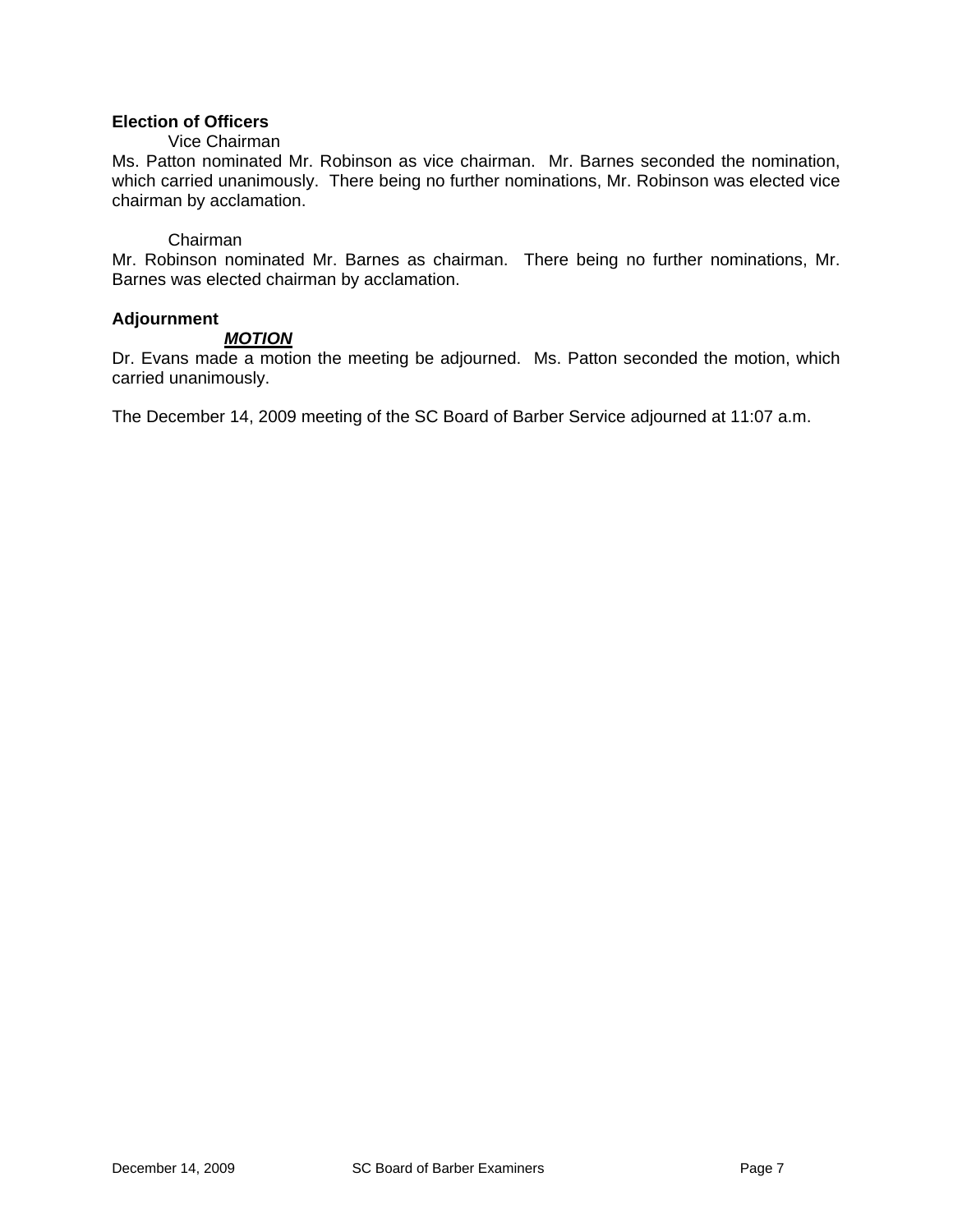**Election of Officers**

Vice Chairman

Ms. Patton nominated Mr. Robinson as vice chairman. Mr. Barnes seconded the nomination, which carried unanimously. There being no further nominations, Mr. Robinson was elected vice chairman by acclamation.

Chairman

Mr. Robinson nominated Mr. Barnes as chairman. There being no further nominations, Mr. Barnes was elected chairman by acclamation.

**Adjournment**

***MOTION***

Dr. Evans made a motion the meeting be adjourned. Ms. Patton seconded the motion, which carried unanimously.

The December 14, 2009 meeting of the SC Board of Barber Service adjourned at 11:07 a.m.